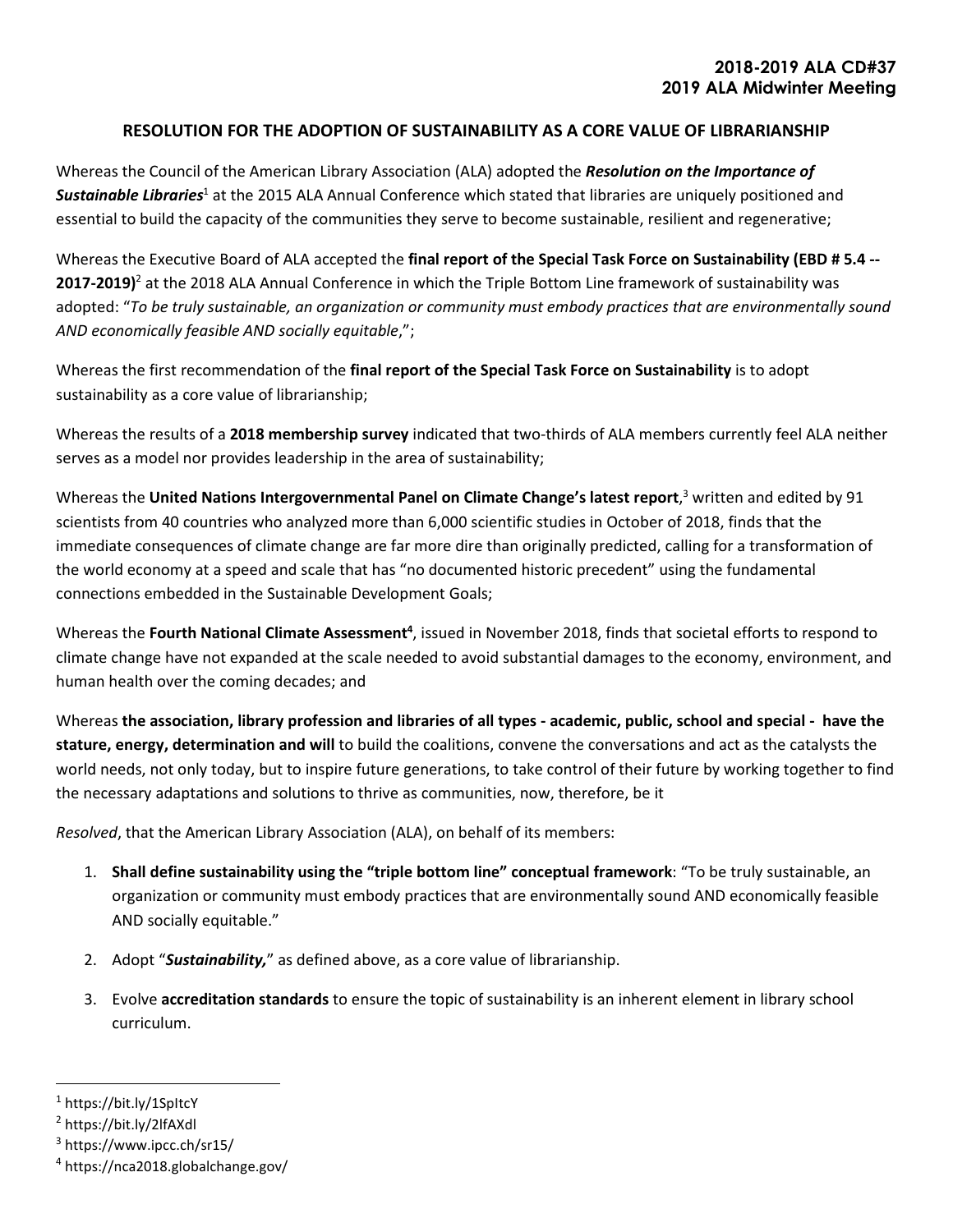**2018-2019 ALA CD#37**
**2019 ALA Midwinter Meeting**

## RESOLUTION FOR THE ADOPTION OF SUSTAINABILITY AS A CORE VALUE OF LIBRARIANSHIP

Whereas the Council of the American Library Association (ALA) adopted the ***Resolution on the Importance of Sustainable Libraries***[1] at the 2015 ALA Annual Conference which stated that libraries are uniquely positioned and essential to build the capacity of the communities they serve to become sustainable, resilient and regenerative;

Whereas the Executive Board of ALA accepted the **final report of the Special Task Force on Sustainability (EBD # 5.4 -- 2017-2019)**[2] at the 2018 ALA Annual Conference in which the Triple Bottom Line framework of sustainability was adopted: "*To be truly sustainable, an organization or community must embody practices that are environmentally sound AND economically feasible AND socially equitable*,";

Whereas the first recommendation of the **final report of the Special Task Force on Sustainability** is to adopt sustainability as a core value of librarianship;

Whereas the results of a **2018 membership survey** indicated that two-thirds of ALA members currently feel ALA neither serves as a model nor provides leadership in the area of sustainability;

Whereas the **United Nations Intergovernmental Panel on Climate Change's latest report**,[3] written and edited by 91 scientists from 40 countries who analyzed more than 6,000 scientific studies in October of 2018, finds that the immediate consequences of climate change are far more dire than originally predicted, calling for a transformation of the world economy at a speed and scale that has "no documented historic precedent" using the fundamental connections embedded in the Sustainable Development Goals;

Whereas the **Fourth National Climate Assessment**[4], issued in November 2018, finds that societal efforts to respond to climate change have not expanded at the scale needed to avoid substantial damages to the economy, environment, and human health over the coming decades; and

Whereas **the association, library profession and libraries of all types - academic, public, school and special - have the stature, energy, determination and will** to build the coalitions, convene the conversations and act as the catalysts the world needs, not only today, but to inspire future generations, to take control of their future by working together to find the necessary adaptations and solutions to thrive as communities, now, therefore, be it

*Resolved*, that the American Library Association (ALA), on behalf of its members:

1. **Shall define sustainability using the "triple bottom line" conceptual framework**: "To be truly sustainable, an organization or community must embody practices that are environmentally sound AND economically feasible AND socially equitable."
2. Adopt "***Sustainability,***" as defined above, as a core value of librarianship.
3. Evolve **accreditation standards** to ensure the topic of sustainability is an inherent element in library school curriculum.

---

[1] https://bit.ly/1SpItcY

[2] https://bit.ly/2lfAXdl

[3] https://www.ipcc.ch/sr15/

[4] https://nca2018.globalchange.gov/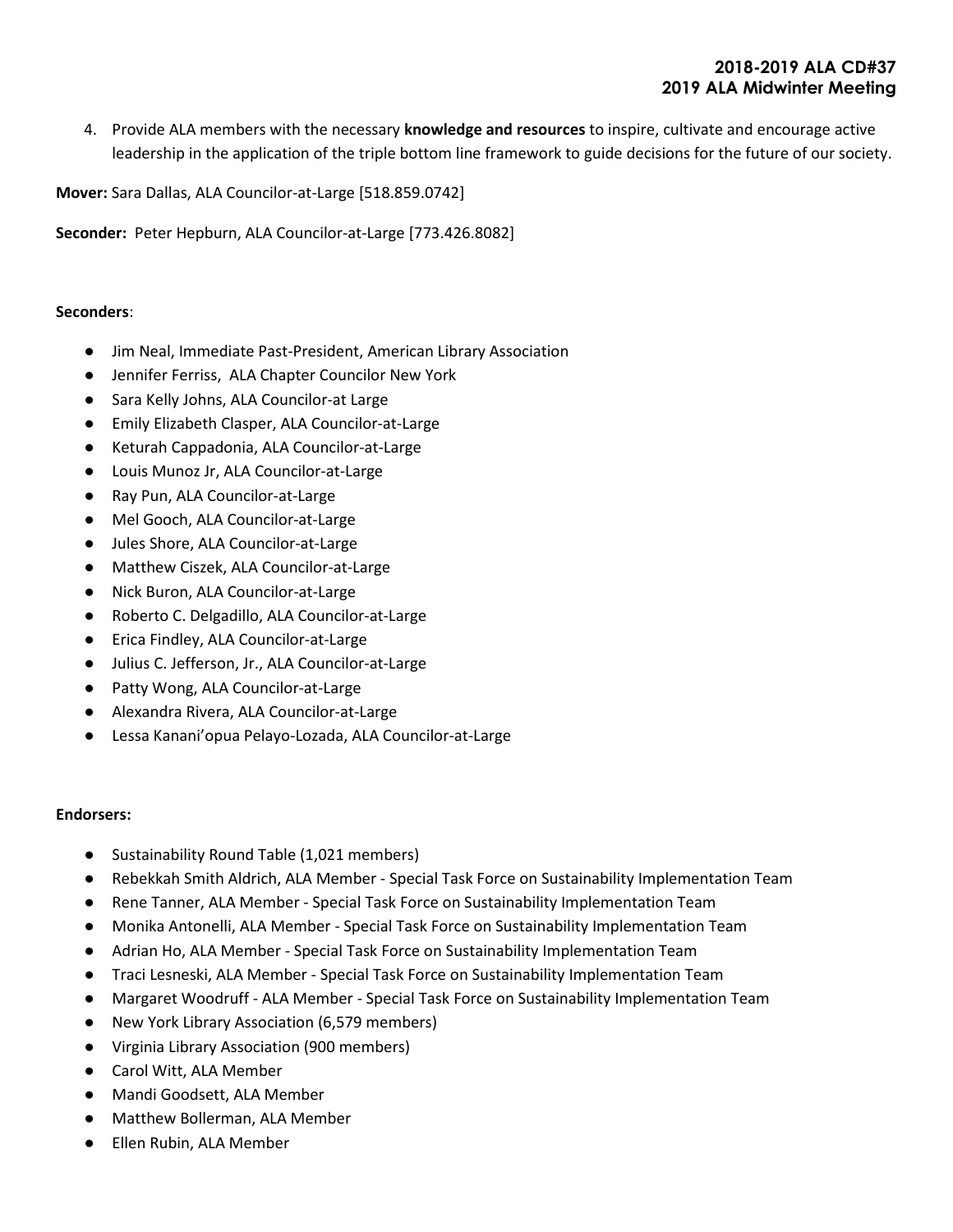4. Provide ALA members with the necessary **knowledge and resources** to inspire, cultivate and encourage active leadership in the application of the triple bottom line framework to guide decisions for the future of our society.

**Mover:** Sara Dallas, ALA Councilor-at-Large [518.859.0742]

**Seconder:** Peter Hepburn, ALA Councilor-at-Large [773.426.8082]

**Seconders**:

- Jim Neal, Immediate Past-President, American Library Association
- Jennifer Ferriss, ALA Chapter Councilor New York
- Sara Kelly Johns, ALA Councilor-at Large
- Emily Elizabeth Clasper, ALA Councilor-at-Large
- Keturah Cappadonia, ALA Councilor-at-Large
- Louis Munoz Jr, ALA Councilor-at-Large
- Ray Pun, ALA Councilor-at-Large
- Mel Gooch, ALA Councilor-at-Large
- Jules Shore, ALA Councilor-at-Large
- Matthew Ciszek, ALA Councilor-at-Large
- Nick Buron, ALA Councilor-at-Large
- Roberto C. Delgadillo, ALA Councilor-at-Large
- Erica Findley, ALA Councilor-at-Large
- Julius C. Jefferson, Jr., ALA Councilor-at-Large
- Patty Wong, ALA Councilor-at-Large
- Alexandra Rivera, ALA Councilor-at-Large
- Lessa Kanani'opua Pelayo-Lozada, ALA Councilor-at-Large

**Endorsers:**

- Sustainability Round Table (1,021 members)
- Rebekkah Smith Aldrich, ALA Member - Special Task Force on Sustainability Implementation Team
- Rene Tanner, ALA Member - Special Task Force on Sustainability Implementation Team
- Monika Antonelli, ALA Member - Special Task Force on Sustainability Implementation Team
- Adrian Ho, ALA Member - Special Task Force on Sustainability Implementation Team
- Traci Lesneski, ALA Member - Special Task Force on Sustainability Implementation Team
- Margaret Woodruff - ALA Member - Special Task Force on Sustainability Implementation Team
- New York Library Association (6,579 members)
- Virginia Library Association (900 members)
- Carol Witt, ALA Member
- Mandi Goodsett, ALA Member
- Matthew Bollerman, ALA Member
- Ellen Rubin, ALA Member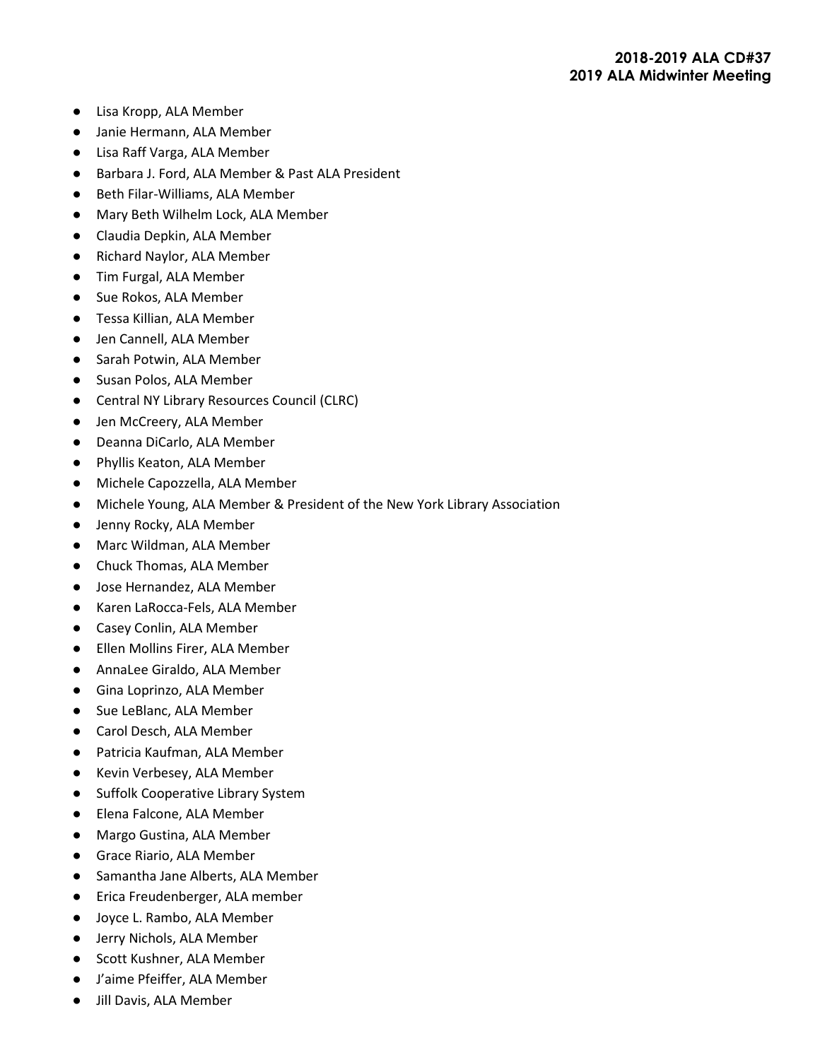- Lisa Kropp, ALA Member
- Janie Hermann, ALA Member
- Lisa Raff Varga, ALA Member
- Barbara J. Ford, ALA Member & Past ALA President
- Beth Filar-Williams, ALA Member
- Mary Beth Wilhelm Lock, ALA Member
- Claudia Depkin, ALA Member
- Richard Naylor, ALA Member
- Tim Furgal, ALA Member
- Sue Rokos, ALA Member
- Tessa Killian, ALA Member
- Jen Cannell, ALA Member
- Sarah Potwin, ALA Member
- Susan Polos, ALA Member
- Central NY Library Resources Council (CLRC)
- Jen McCreery, ALA Member
- Deanna DiCarlo, ALA Member
- Phyllis Keaton, ALA Member
- Michele Capozzella, ALA Member
- Michele Young, ALA Member & President of the New York Library Association
- Jenny Rocky, ALA Member
- Marc Wildman, ALA Member
- Chuck Thomas, ALA Member
- Jose Hernandez, ALA Member
- Karen LaRocca-Fels, ALA Member
- Casey Conlin, ALA Member
- Ellen Mollins Firer, ALA Member
- AnnaLee Giraldo, ALA Member
- Gina Loprinzo, ALA Member
- Sue LeBlanc, ALA Member
- Carol Desch, ALA Member
- Patricia Kaufman, ALA Member
- Kevin Verbesey, ALA Member
- Suffolk Cooperative Library System
- Elena Falcone, ALA Member
- Margo Gustina, ALA Member
- Grace Riario, ALA Member
- Samantha Jane Alberts, ALA Member
- Erica Freudenberger, ALA member
- Joyce L. Rambo, ALA Member
- Jerry Nichols, ALA Member
- Scott Kushner, ALA Member
- J'aime Pfeiffer, ALA Member
- Jill Davis, ALA Member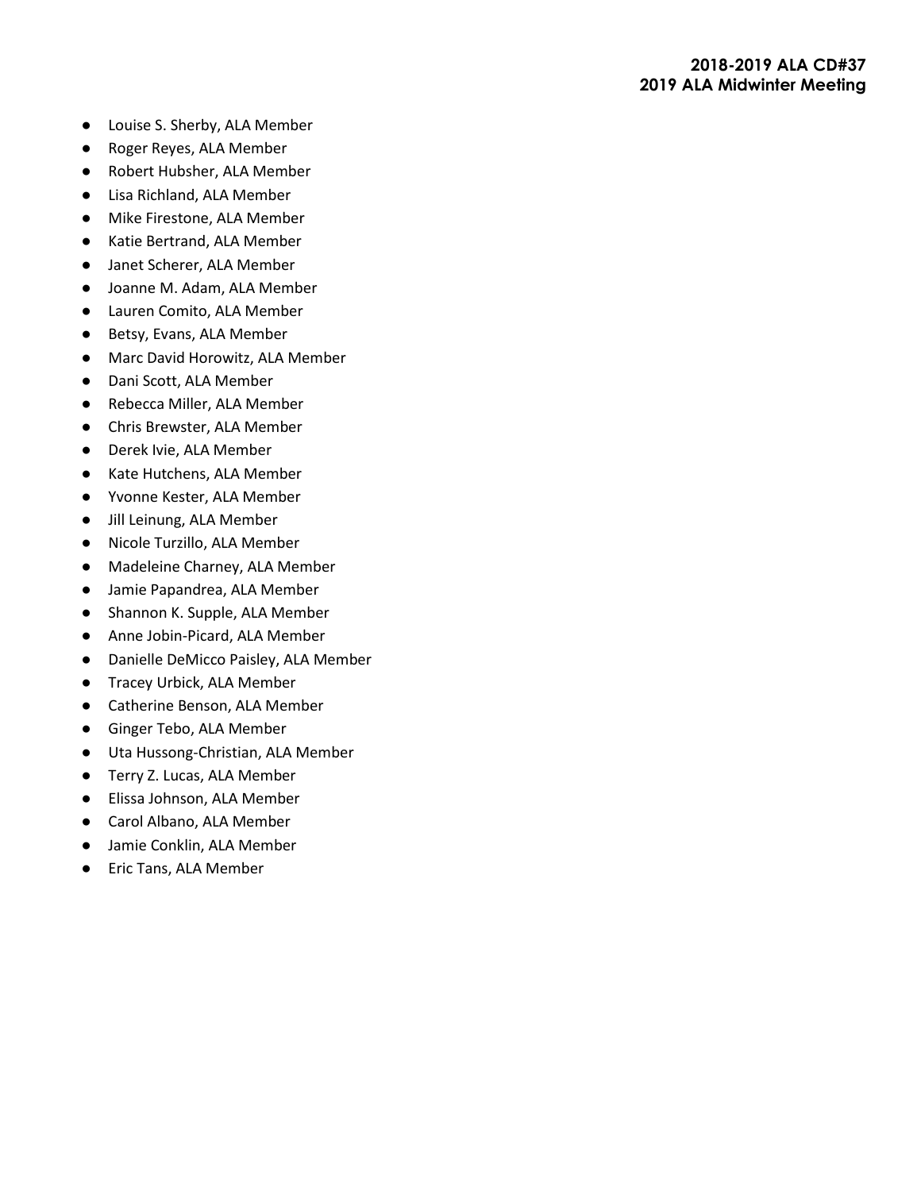- Louise S. Sherby, ALA Member
- Roger Reyes, ALA Member
- Robert Hubsher, ALA Member
- Lisa Richland, ALA Member
- Mike Firestone, ALA Member
- Katie Bertrand, ALA Member
- Janet Scherer, ALA Member
- Joanne M. Adam, ALA Member
- Lauren Comito, ALA Member
- Betsy, Evans, ALA Member
- Marc David Horowitz, ALA Member
- Dani Scott, ALA Member
- Rebecca Miller, ALA Member
- Chris Brewster, ALA Member
- Derek Ivie, ALA Member
- Kate Hutchens, ALA Member
- Yvonne Kester, ALA Member
- Jill Leinung, ALA Member
- Nicole Turzillo, ALA Member
- Madeleine Charney, ALA Member
- Jamie Papandrea, ALA Member
- Shannon K. Supple, ALA Member
- Anne Jobin-Picard, ALA Member
- Danielle DeMicco Paisley, ALA Member
- Tracey Urbick, ALA Member
- Catherine Benson, ALA Member
- Ginger Tebo, ALA Member
- Uta Hussong-Christian, ALA Member
- Terry Z. Lucas, ALA Member
- Elissa Johnson, ALA Member
- Carol Albano, ALA Member
- Jamie Conklin, ALA Member
- Eric Tans, ALA Member